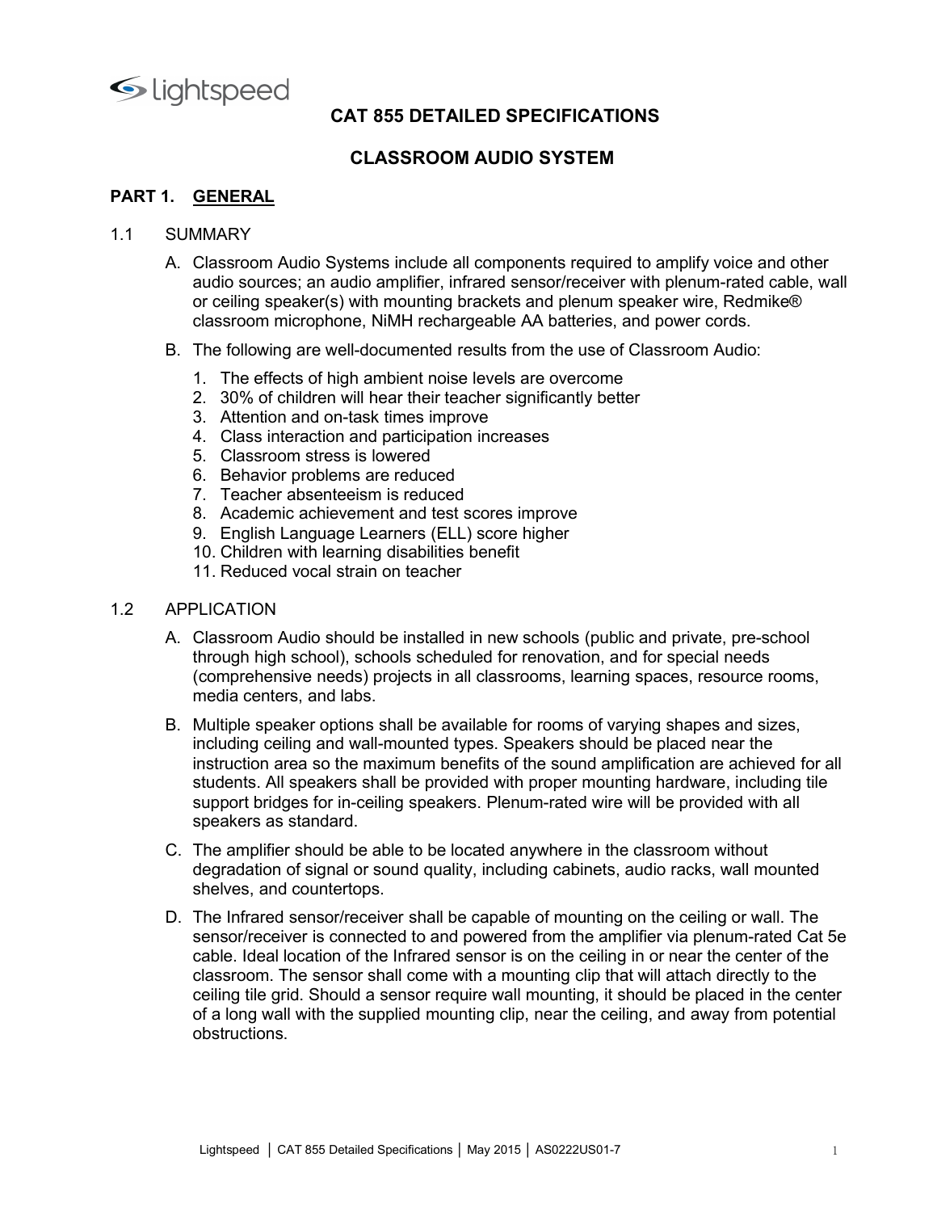lightspeed

# CAT 855 DETAILED SPECIFICATIONS

# CLASSROOM AUDIO SYSTEM

## PART 1. GENERAL

### 1.1 SUMMARY

A. Classroom Audio Systems include all components required to amplify voice and other audio sources; an audio amplifier, infrared sensor/receiver with plenum-rated cable, wall or ceiling speaker(s) with mounting brackets and plenum speaker wire, Redmike® classroom microphone, NiMH rechargeable AA batteries, and power cords.

B. The following are well-documented results from the use of Classroom Audio:

1. The effects of high ambient noise levels are overcome
2. 30% of children will hear their teacher significantly better
3. Attention and on-task times improve
4. Class interaction and participation increases
5. Classroom stress is lowered
6. Behavior problems are reduced
7. Teacher absenteeism is reduced
8. Academic achievement and test scores improve
9. English Language Learners (ELL) score higher
10. Children with learning disabilities benefit
11. Reduced vocal strain on teacher

### 1.2 APPLICATION

A. Classroom Audio should be installed in new schools (public and private, pre-school through high school), schools scheduled for renovation, and for special needs (comprehensive needs) projects in all classrooms, learning spaces, resource rooms, media centers, and labs.

B. Multiple speaker options shall be available for rooms of varying shapes and sizes, including ceiling and wall-mounted types. Speakers should be placed near the instruction area so the maximum benefits of the sound amplification are achieved for all students. All speakers shall be provided with proper mounting hardware, including tile support bridges for in-ceiling speakers. Plenum-rated wire will be provided with all speakers as standard.

C. The amplifier should be able to be located anywhere in the classroom without degradation of signal or sound quality, including cabinets, audio racks, wall mounted shelves, and countertops.

D. The Infrared sensor/receiver shall be capable of mounting on the ceiling or wall. The sensor/receiver is connected to and powered from the amplifier via plenum-rated Cat 5e cable. Ideal location of the Infrared sensor is on the ceiling in or near the center of the classroom. The sensor shall come with a mounting clip that will attach directly to the ceiling tile grid. Should a sensor require wall mounting, it should be placed in the center of a long wall with the supplied mounting clip, near the ceiling, and away from potential obstructions.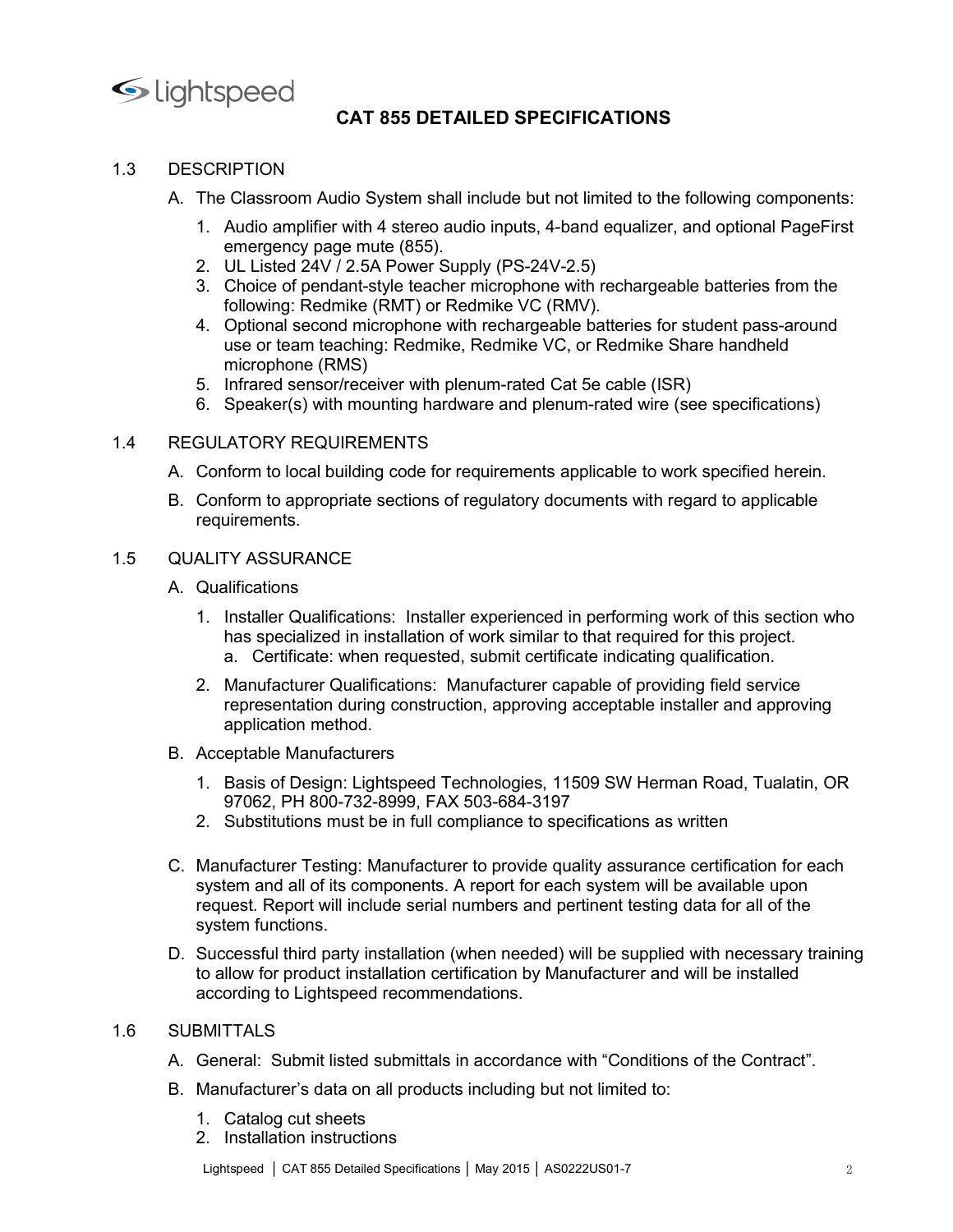# CAT 855 DETAILED SPECIFICATIONS

## 1.3 DESCRIPTION

A. The Classroom Audio System shall include but not limited to the following components:

1. Audio amplifier with 4 stereo audio inputs, 4-band equalizer, and optional PageFirst emergency page mute (855).
2. UL Listed 24V / 2.5A Power Supply (PS-24V-2.5)
3. Choice of pendant-style teacher microphone with rechargeable batteries from the following: Redmike (RMT) or Redmike VC (RMV).
4. Optional second microphone with rechargeable batteries for student pass-around use or team teaching: Redmike, Redmike VC, or Redmike Share handheld microphone (RMS)
5. Infrared sensor/receiver with plenum-rated Cat 5e cable (ISR)
6. Speaker(s) with mounting hardware and plenum-rated wire (see specifications)

## 1.4 REGULATORY REQUIREMENTS

A. Conform to local building code for requirements applicable to work specified herein.

B. Conform to appropriate sections of regulatory documents with regard to applicable requirements.

## 1.5 QUALITY ASSURANCE

A. Qualifications

1. Installer Qualifications: Installer experienced in performing work of this section who has specialized in installation of work similar to that required for this project.
   a. Certificate: when requested, submit certificate indicating qualification.
2. Manufacturer Qualifications: Manufacturer capable of providing field service representation during construction, approving acceptable installer and approving application method.

B. Acceptable Manufacturers

1. Basis of Design: Lightspeed Technologies, 11509 SW Herman Road, Tualatin, OR 97062, PH 800-732-8999, FAX 503-684-3197
2. Substitutions must be in full compliance to specifications as written

C. Manufacturer Testing: Manufacturer to provide quality assurance certification for each system and all of its components. A report for each system will be available upon request. Report will include serial numbers and pertinent testing data for all of the system functions.

D. Successful third party installation (when needed) will be supplied with necessary training to allow for product installation certification by Manufacturer and will be installed according to Lightspeed recommendations.

## 1.6 SUBMITTALS

A. General: Submit listed submittals in accordance with "Conditions of the Contract".

B. Manufacturer's data on all products including but not limited to:

1. Catalog cut sheets
2. Installation instructions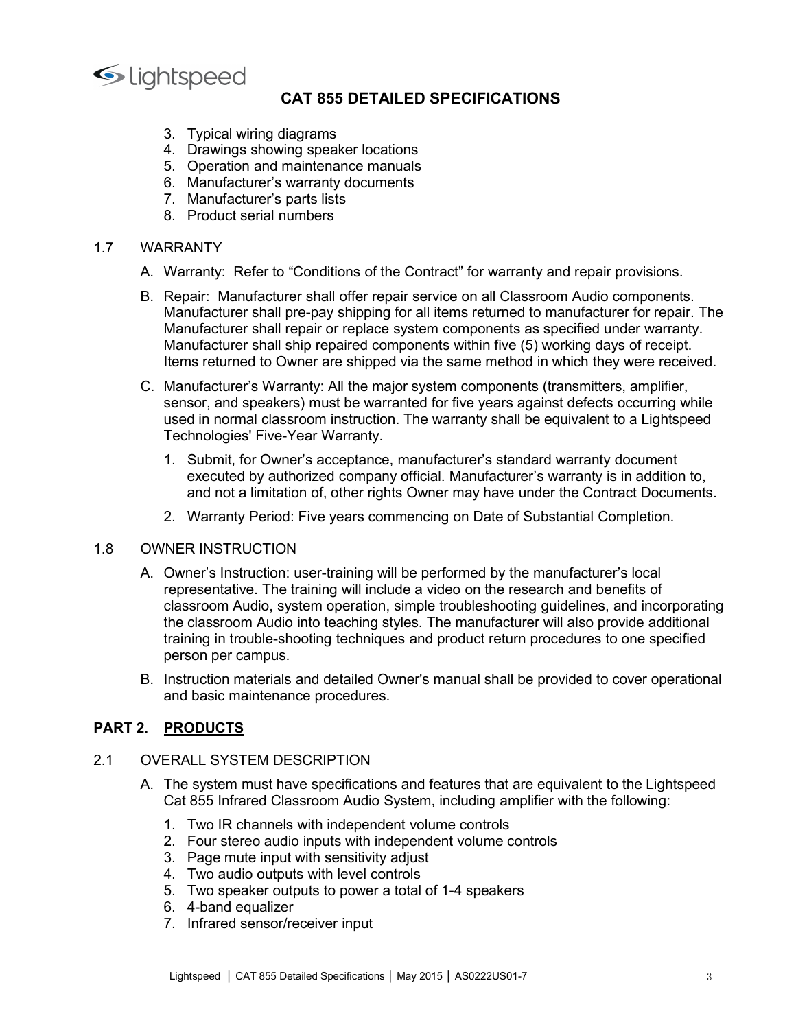3. Typical wiring diagrams
4. Drawings showing speaker locations
5. Operation and maintenance manuals
6. Manufacturer's warranty documents
7. Manufacturer's parts lists
8. Product serial numbers

1.7 WARRANTY

A. Warranty: Refer to "Conditions of the Contract" for warranty and repair provisions.

B. Repair: Manufacturer shall offer repair service on all Classroom Audio components. Manufacturer shall pre-pay shipping for all items returned to manufacturer for repair. The Manufacturer shall repair or replace system components as specified under warranty. Manufacturer shall ship repaired components within five (5) working days of receipt. Items returned to Owner are shipped via the same method in which they were received.

C. Manufacturer's Warranty: All the major system components (transmitters, amplifier, sensor, and speakers) must be warranted for five years against defects occurring while used in normal classroom instruction. The warranty shall be equivalent to a Lightspeed Technologies' Five-Year Warranty.

   1. Submit, for Owner's acceptance, manufacturer's standard warranty document executed by authorized company official. Manufacturer's warranty is in addition to, and not a limitation of, other rights Owner may have under the Contract Documents.

   2. Warranty Period: Five years commencing on Date of Substantial Completion.

1.8 OWNER INSTRUCTION

A. Owner's Instruction: user-training will be performed by the manufacturer's local representative. The training will include a video on the research and benefits of classroom Audio, system operation, simple troubleshooting guidelines, and incorporating the classroom Audio into teaching styles. The manufacturer will also provide additional training in trouble-shooting techniques and product return procedures to one specified person per campus.

B. Instruction materials and detailed Owner's manual shall be provided to cover operational and basic maintenance procedures.

## PART 2. PRODUCTS

2.1 OVERALL SYSTEM DESCRIPTION

A. The system must have specifications and features that are equivalent to the Lightspeed Cat 855 Infrared Classroom Audio System, including amplifier with the following:

   1. Two IR channels with independent volume controls
   2. Four stereo audio inputs with independent volume controls
   3. Page mute input with sensitivity adjust
   4. Two audio outputs with level controls
   5. Two speaker outputs to power a total of 1-4 speakers
   6. 4-band equalizer
   7. Infrared sensor/receiver input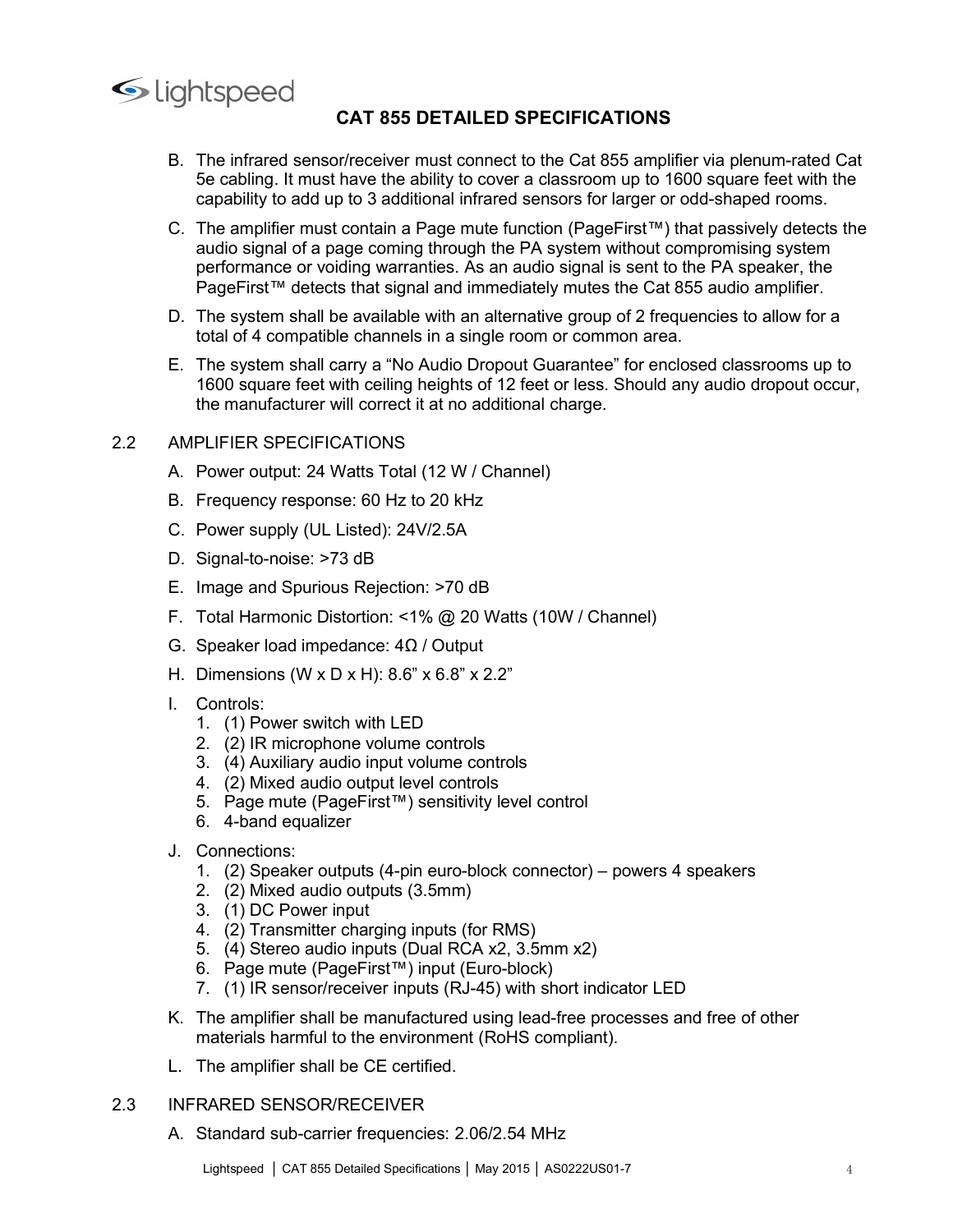## CAT 855 DETAILED SPECIFICATIONS

B. The infrared sensor/receiver must connect to the Cat 855 amplifier via plenum-rated Cat 5e cabling. It must have the ability to cover a classroom up to 1600 square feet with the capability to add up to 3 additional infrared sensors for larger or odd-shaped rooms.

C. The amplifier must contain a Page mute function (PageFirst™) that passively detects the audio signal of a page coming through the PA system without compromising system performance or voiding warranties. As an audio signal is sent to the PA speaker, the PageFirst™ detects that signal and immediately mutes the Cat 855 audio amplifier.

D. The system shall be available with an alternative group of 2 frequencies to allow for a total of 4 compatible channels in a single room or common area.

E. The system shall carry a "No Audio Dropout Guarantee" for enclosed classrooms up to 1600 square feet with ceiling heights of 12 feet or less. Should any audio dropout occur, the manufacturer will correct it at no additional charge.

### 2.2 AMPLIFIER SPECIFICATIONS

A. Power output: 24 Watts Total (12 W / Channel)

B. Frequency response: 60 Hz to 20 kHz

C. Power supply (UL Listed): 24V/2.5A

D. Signal-to-noise: >73 dB

E. Image and Spurious Rejection: >70 dB

F. Total Harmonic Distortion: <1% @ 20 Watts (10W / Channel)

G. Speaker load impedance: 4Ω / Output

H. Dimensions (W x D x H): 8.6" x 6.8" x 2.2"

I. Controls:
1. (1) Power switch with LED
2. (2) IR microphone volume controls
3. (4) Auxiliary audio input volume controls
4. (2) Mixed audio output level controls
5. Page mute (PageFirst™) sensitivity level control
6. 4-band equalizer

J. Connections:
1. (2) Speaker outputs (4-pin euro-block connector) – powers 4 speakers
2. (2) Mixed audio outputs (3.5mm)
3. (1) DC Power input
4. (2) Transmitter charging inputs (for RMS)
5. (4) Stereo audio inputs (Dual RCA x2, 3.5mm x2)
6. Page mute (PageFirst™) input (Euro-block)
7. (1) IR sensor/receiver inputs (RJ-45) with short indicator LED

K. The amplifier shall be manufactured using lead-free processes and free of other materials harmful to the environment (RoHS compliant).

L. The amplifier shall be CE certified.

### 2.3 INFRARED SENSOR/RECEIVER

A. Standard sub-carrier frequencies: 2.06/2.54 MHz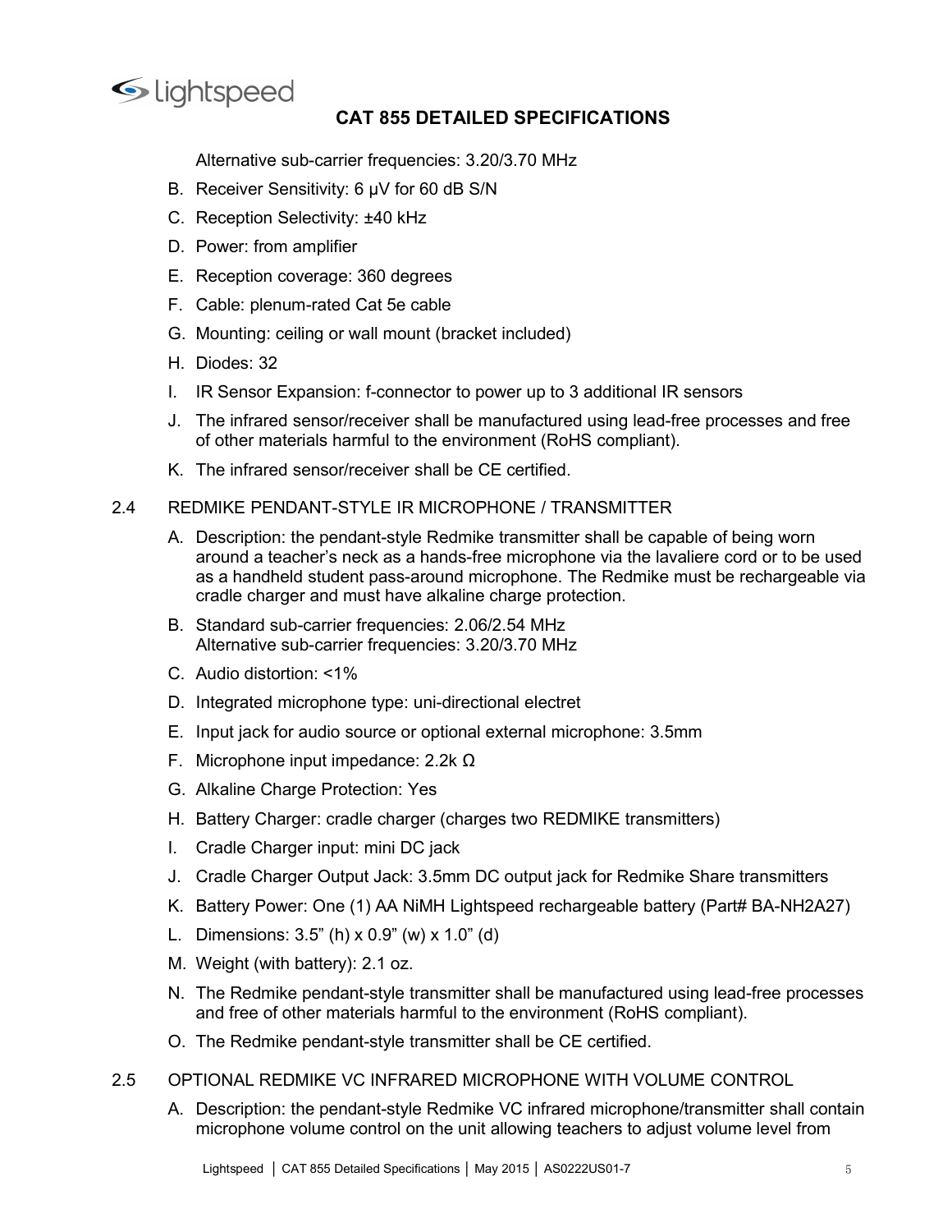Alternative sub-carrier frequencies: 3.20/3.70 MHz

B. Receiver Sensitivity: 6 μV for 60 dB S/N

C. Reception Selectivity: ±40 kHz

D. Power: from amplifier

E. Reception coverage: 360 degrees

F. Cable: plenum-rated Cat 5e cable

G. Mounting: ceiling or wall mount (bracket included)

H. Diodes: 32

I. IR Sensor Expansion: f-connector to power up to 3 additional IR sensors

J. The infrared sensor/receiver shall be manufactured using lead-free processes and free of other materials harmful to the environment (RoHS compliant).

K. The infrared sensor/receiver shall be CE certified.

## 2.4 REDMIKE PENDANT-STYLE IR MICROPHONE / TRANSMITTER

A. Description: the pendant-style Redmike transmitter shall be capable of being worn around a teacher's neck as a hands-free microphone via the lavaliere cord or to be used as a handheld student pass-around microphone. The Redmike must be rechargeable via cradle charger and must have alkaline charge protection.

B. Standard sub-carrier frequencies: 2.06/2.54 MHz
Alternative sub-carrier frequencies: 3.20/3.70 MHz

C. Audio distortion: <1%

D. Integrated microphone type: uni-directional electret

E. Input jack for audio source or optional external microphone: 3.5mm

F. Microphone input impedance: 2.2k Ω

G. Alkaline Charge Protection: Yes

H. Battery Charger: cradle charger (charges two REDMIKE transmitters)

I. Cradle Charger input: mini DC jack

J. Cradle Charger Output Jack: 3.5mm DC output jack for Redmike Share transmitters

K. Battery Power: One (1) AA NiMH Lightspeed rechargeable battery (Part# BA-NH2A27)

L. Dimensions: 3.5" (h) x 0.9" (w) x 1.0" (d)

M. Weight (with battery): 2.1 oz.

N. The Redmike pendant-style transmitter shall be manufactured using lead-free processes and free of other materials harmful to the environment (RoHS compliant).

O. The Redmike pendant-style transmitter shall be CE certified.

## 2.5 OPTIONAL REDMIKE VC INFRARED MICROPHONE WITH VOLUME CONTROL

A. Description: the pendant-style Redmike VC infrared microphone/transmitter shall contain microphone volume control on the unit allowing teachers to adjust volume level from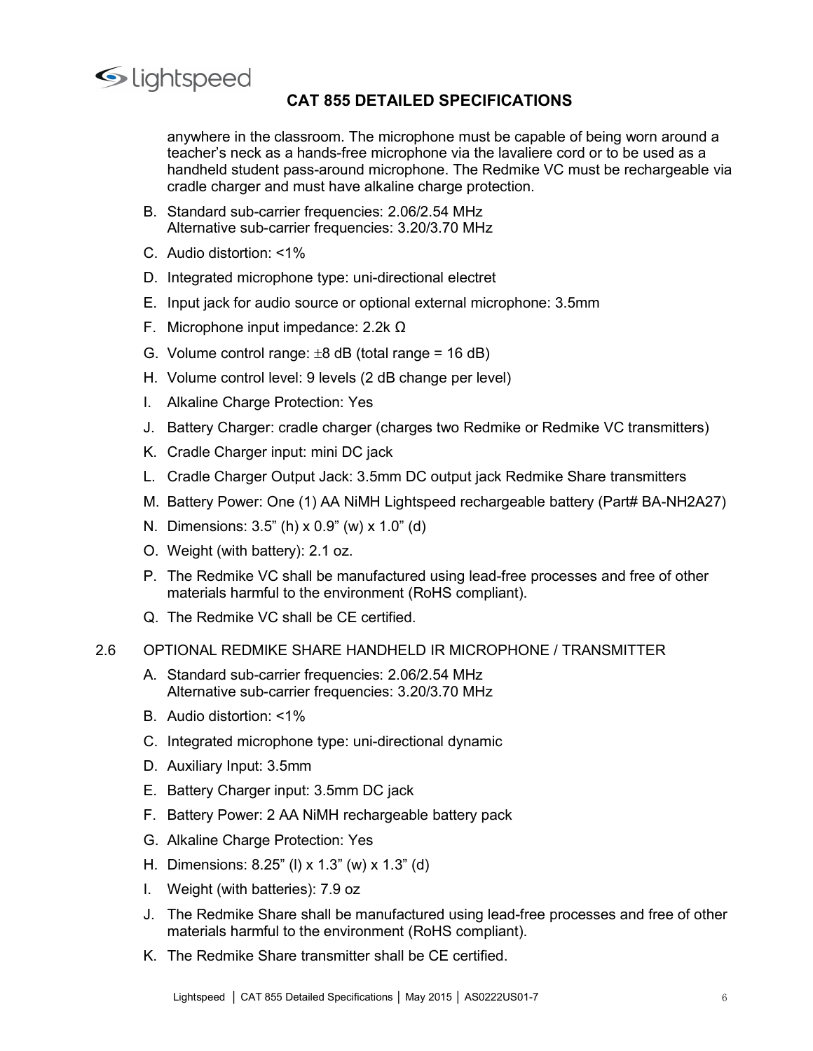anywhere in the classroom. The microphone must be capable of being worn around a teacher's neck as a hands-free microphone via the lavaliere cord or to be used as a handheld student pass-around microphone. The Redmike VC must be rechargeable via cradle charger and must have alkaline charge protection.

B. Standard sub-carrier frequencies: 2.06/2.54 MHz
   Alternative sub-carrier frequencies: 3.20/3.70 MHz

C. Audio distortion: <1%

D. Integrated microphone type: uni-directional electret

E. Input jack for audio source or optional external microphone: 3.5mm

F. Microphone input impedance: 2.2k Ω

G. Volume control range: ±8 dB (total range = 16 dB)

H. Volume control level: 9 levels (2 dB change per level)

I. Alkaline Charge Protection: Yes

J. Battery Charger: cradle charger (charges two Redmike or Redmike VC transmitters)

K. Cradle Charger input: mini DC jack

L. Cradle Charger Output Jack: 3.5mm DC output jack Redmike Share transmitters

M. Battery Power: One (1) AA NiMH Lightspeed rechargeable battery (Part# BA-NH2A27)

N. Dimensions: 3.5" (h) x 0.9" (w) x 1.0" (d)

O. Weight (with battery): 2.1 oz.

P. The Redmike VC shall be manufactured using lead-free processes and free of other materials harmful to the environment (RoHS compliant).

Q. The Redmike VC shall be CE certified.

## 2.6 OPTIONAL REDMIKE SHARE HANDHELD IR MICROPHONE / TRANSMITTER

A. Standard sub-carrier frequencies: 2.06/2.54 MHz
   Alternative sub-carrier frequencies: 3.20/3.70 MHz

B. Audio distortion: <1%

C. Integrated microphone type: uni-directional dynamic

D. Auxiliary Input: 3.5mm

E. Battery Charger input: 3.5mm DC jack

F. Battery Power: 2 AA NiMH rechargeable battery pack

G. Alkaline Charge Protection: Yes

H. Dimensions: 8.25" (l) x 1.3" (w) x 1.3" (d)

I. Weight (with batteries): 7.9 oz

J. The Redmike Share shall be manufactured using lead-free processes and free of other materials harmful to the environment (RoHS compliant).

K. The Redmike Share transmitter shall be CE certified.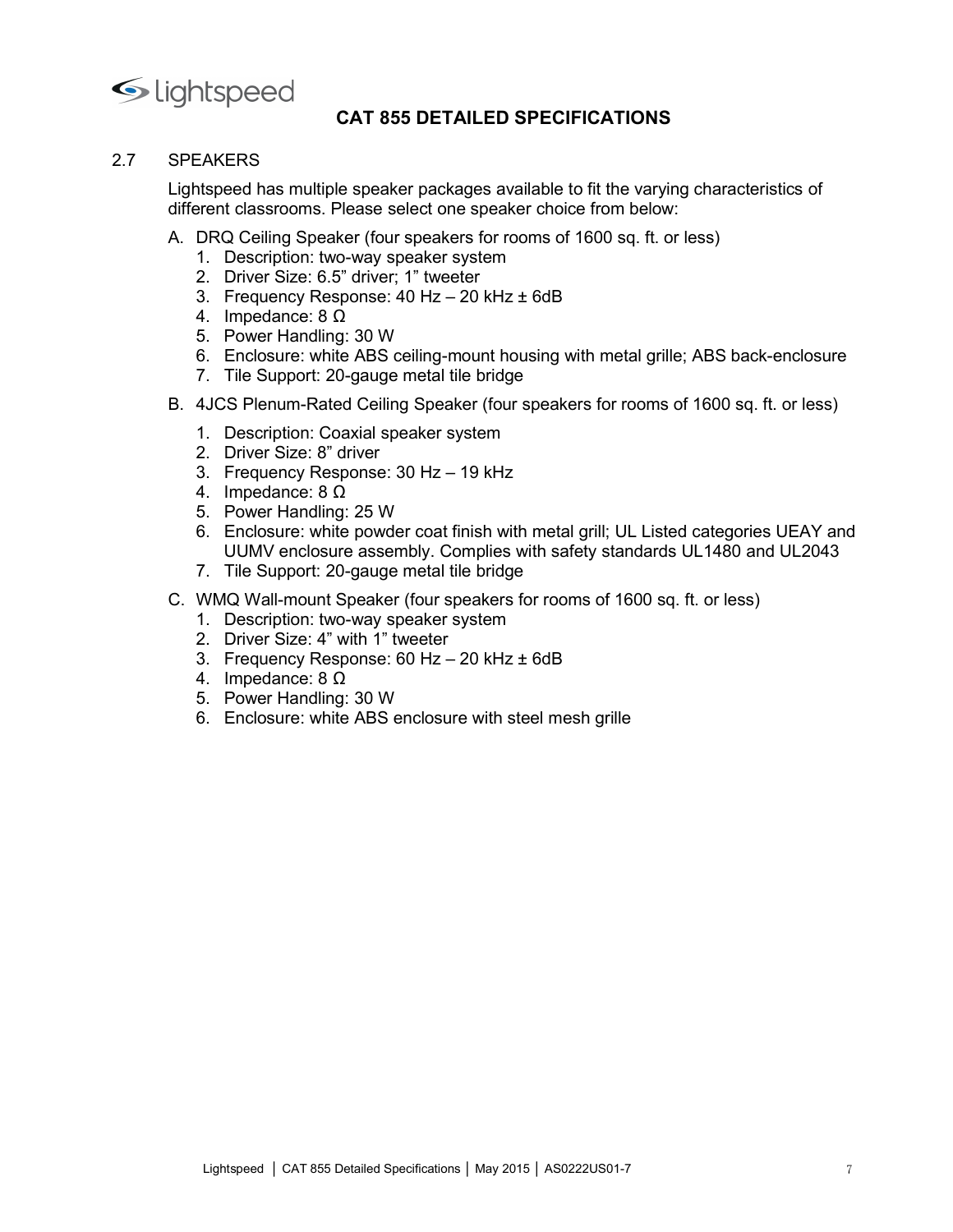# CAT 855 DETAILED SPECIFICATIONS

## 2.7 SPEAKERS

Lightspeed has multiple speaker packages available to fit the varying characteristics of different classrooms. Please select one speaker choice from below:

A. DRQ Ceiling Speaker (four speakers for rooms of 1600 sq. ft. or less)

1. Description: two-way speaker system
2. Driver Size: 6.5” driver; 1” tweeter
3. Frequency Response: 40 Hz – 20 kHz ± 6dB
4. Impedance: 8 Ω
5. Power Handling: 30 W
6. Enclosure: white ABS ceiling-mount housing with metal grille; ABS back-enclosure
7. Tile Support: 20-gauge metal tile bridge

B. 4JCS Plenum-Rated Ceiling Speaker (four speakers for rooms of 1600 sq. ft. or less)

1. Description: Coaxial speaker system
2. Driver Size: 8” driver
3. Frequency Response: 30 Hz – 19 kHz
4. Impedance: 8 Ω
5. Power Handling: 25 W
6. Enclosure: white powder coat finish with metal grill; UL Listed categories UEAY and UUMV enclosure assembly. Complies with safety standards UL1480 and UL2043
7. Tile Support: 20-gauge metal tile bridge

C. WMQ Wall-mount Speaker (four speakers for rooms of 1600 sq. ft. or less)

1. Description: two-way speaker system
2. Driver Size: 4” with 1” tweeter
3. Frequency Response: 60 Hz – 20 kHz ± 6dB
4. Impedance: 8 Ω
5. Power Handling: 30 W
6. Enclosure: white ABS enclosure with steel mesh grille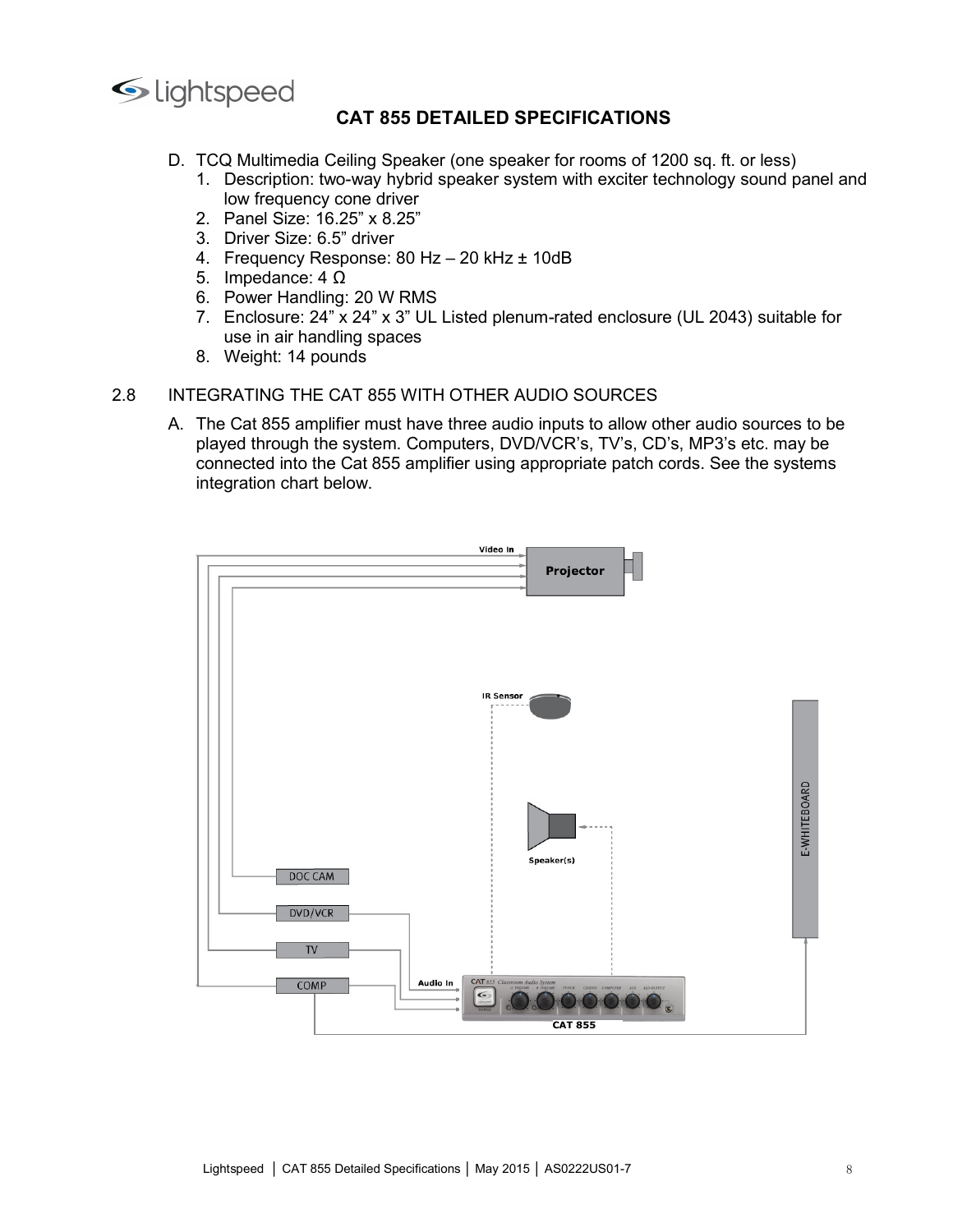# CAT 855 DETAILED SPECIFICATIONS

D. TCQ Multimedia Ceiling Speaker (one speaker for rooms of 1200 sq. ft. or less)
   1. Description: two-way hybrid speaker system with exciter technology sound panel and low frequency cone driver
   2. Panel Size: 16.25" x 8.25"
   3. Driver Size: 6.5" driver
   4. Frequency Response: 80 Hz – 20 kHz ± 10dB
   5. Impedance: 4 Ω
   6. Power Handling: 20 W RMS
   7. Enclosure: 24" x 24" x 3" UL Listed plenum-rated enclosure (UL 2043) suitable for use in air handling spaces
   8. Weight: 14 pounds

## 2.8 INTEGRATING THE CAT 855 WITH OTHER AUDIO SOURCES

A. The Cat 855 amplifier must have three audio inputs to allow other audio sources to be played through the system. Computers, DVD/VCR's, TV's, CD's, MP3's etc. may be connected into the Cat 855 amplifier using appropriate patch cords. See the systems integration chart below.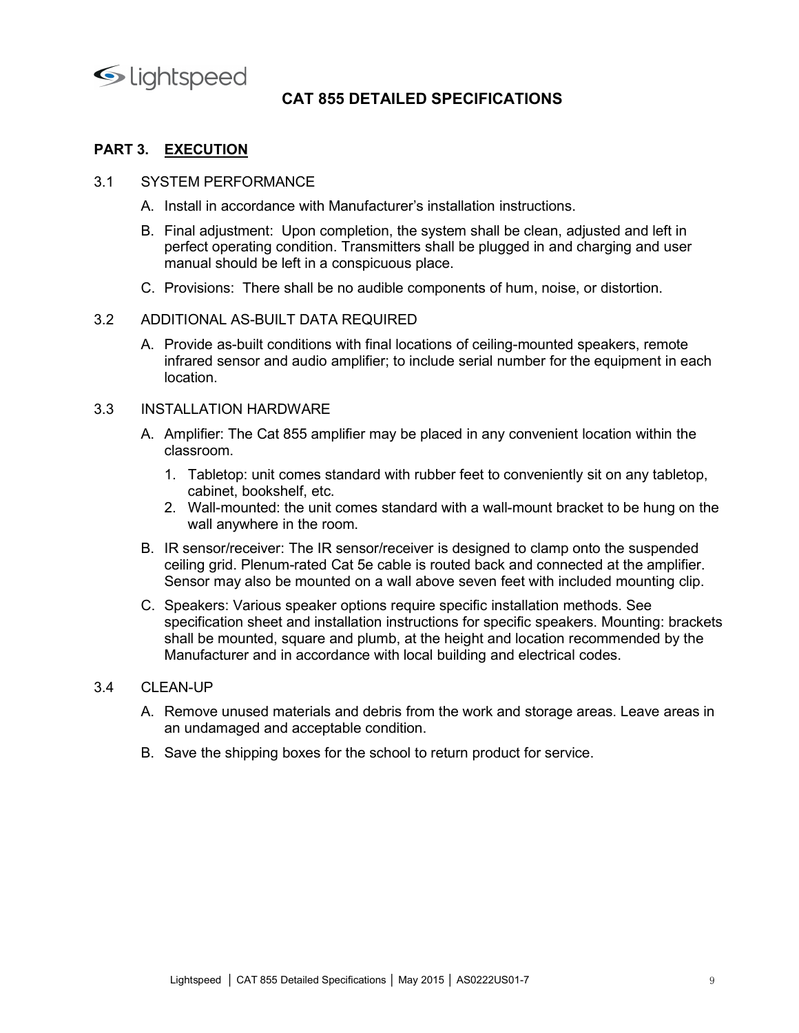# CAT 855 DETAILED SPECIFICATIONS

## PART 3. EXECUTION

### 3.1 SYSTEM PERFORMANCE

A. Install in accordance with Manufacturer's installation instructions.

B. Final adjustment: Upon completion, the system shall be clean, adjusted and left in perfect operating condition. Transmitters shall be plugged in and charging and user manual should be left in a conspicuous place.

C. Provisions: There shall be no audible components of hum, noise, or distortion.

### 3.2 ADDITIONAL AS-BUILT DATA REQUIRED

A. Provide as-built conditions with final locations of ceiling-mounted speakers, remote infrared sensor and audio amplifier; to include serial number for the equipment in each location.

### 3.3 INSTALLATION HARDWARE

A. Amplifier: The Cat 855 amplifier may be placed in any convenient location within the classroom.

1. Tabletop: unit comes standard with rubber feet to conveniently sit on any tabletop, cabinet, bookshelf, etc.
2. Wall-mounted: the unit comes standard with a wall-mount bracket to be hung on the wall anywhere in the room.

B. IR sensor/receiver: The IR sensor/receiver is designed to clamp onto the suspended ceiling grid. Plenum-rated Cat 5e cable is routed back and connected at the amplifier. Sensor may also be mounted on a wall above seven feet with included mounting clip.

C. Speakers: Various speaker options require specific installation methods. See specification sheet and installation instructions for specific speakers. Mounting: brackets shall be mounted, square and plumb, at the height and location recommended by the Manufacturer and in accordance with local building and electrical codes.

### 3.4 CLEAN-UP

A. Remove unused materials and debris from the work and storage areas. Leave areas in an undamaged and acceptable condition.

B. Save the shipping boxes for the school to return product for service.